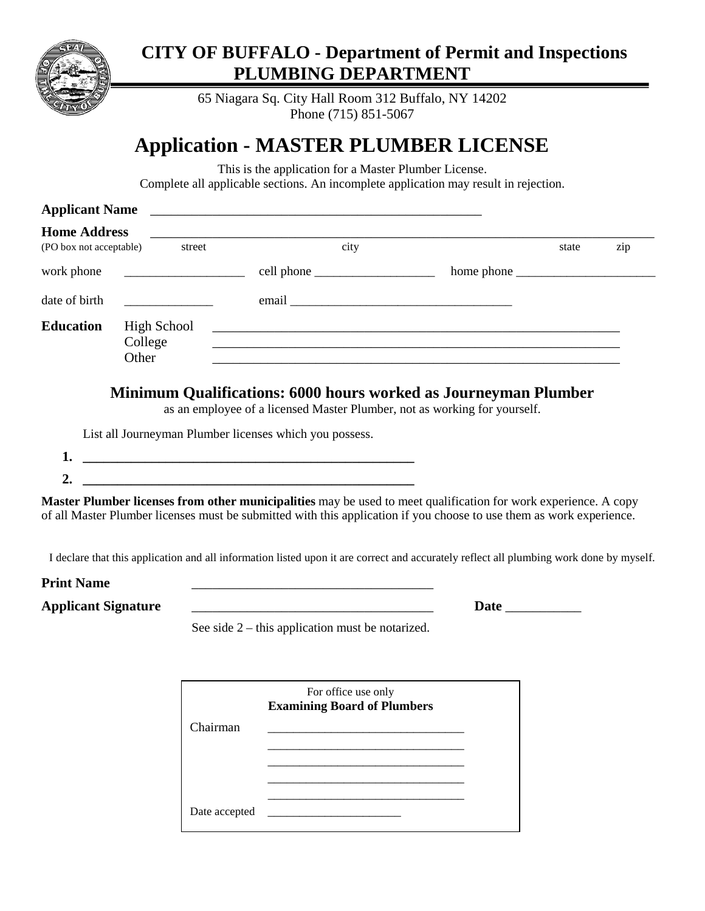# CITY OF BUFFALO - Department of Permit and Inspections
## PLUMBING DEPARTMENT

65 Niagara Sq. City Hall Room 312 Buffalo, NY 14202
Phone (715) 851-5067

# Application - MASTER PLUMBER LICENSE

This is the application for a Master Plumber License.
Complete all applicable sections. An incomplete application may result in rejection.

**Applicant Name** ____________________________________________________

**Home Address** ______________________________________________________________________________
(PO box not acceptable) street city state zip

work phone ___________________ cell phone ___________________ home phone ______________________

date of birth ______________ email ___________________________________

**Education**
- High School ________________________________________________________________
- College ________________________________________________________________
- Other ________________________________________________________________

### Minimum Qualifications: 6000 hours worked as Journeyman Plumber

as an employee of a licensed Master Plumber, not as working for yourself.

List all Journeyman Plumber licenses which you possess.

1. ____________________________________________________
2. ____________________________________________________

**Master Plumber licenses from other municipalities** may be used to meet qualification for work experience. A copy of all Master Plumber licenses must be submitted with this application if you choose to use them as work experience.

I declare that this application and all information listed upon it are correct and accurately reflect all plumbing work done by myself.

**Print Name** _____________________________________

**Applicant Signature** _____________________________________ **Date** ___________

See side 2 – this application must be notarized.

For office use only
**Examining Board of Plumbers**

Chairman _______________________________
_______________________________
_______________________________
_______________________________
_______________________________

Date accepted ______________________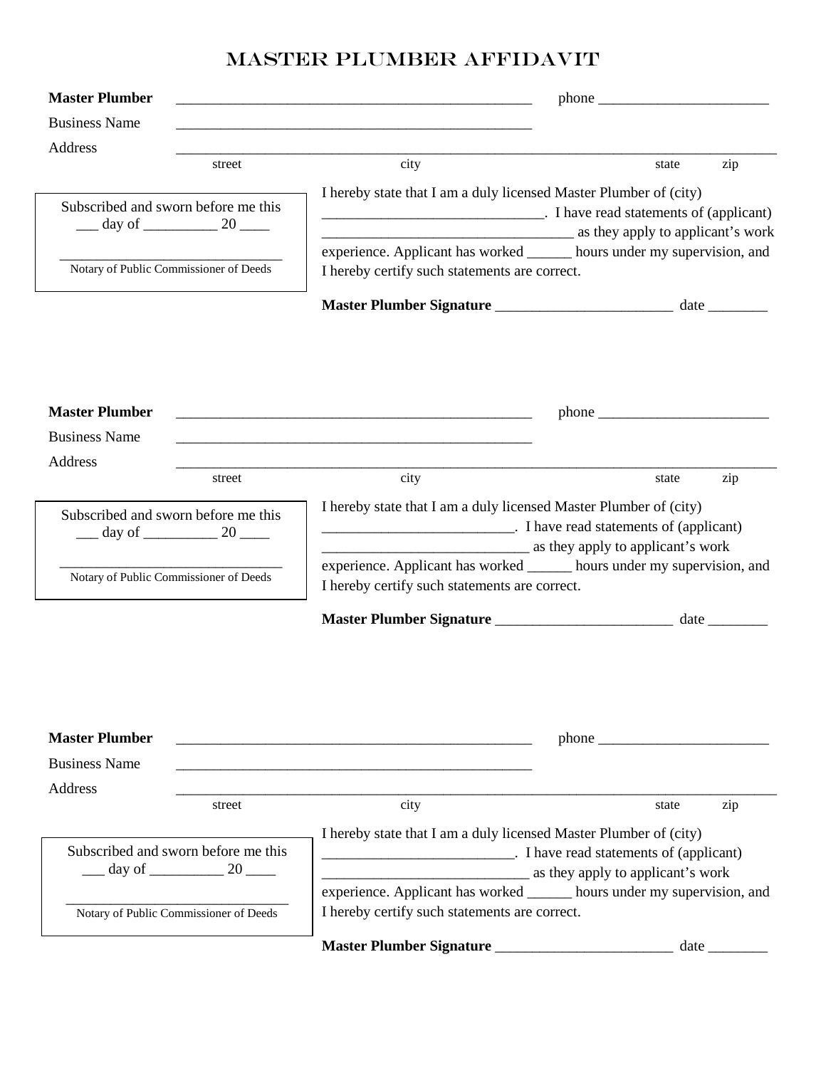# MASTER PLUMBER AFFIDAVIT

**Master Plumber** _________________________________________________ phone _______________________

Business Name _________________________________________________

Address ___________________________________________________________________________________

street city state zip

Subscribed and sworn before me this
___ day of __________ 20 ____

_______________________________
Notary of Public Commissioner of Deeds

I hereby state that I am a duly licensed Master Plumber of (city) _____________________________. I have read statements of (applicant) _________________________________ as they apply to applicant's work experience. Applicant has worked ______ hours under my supervision, and I hereby certify such statements are correct.

**Master Plumber Signature** ________________________ date ________

**Master Plumber** _________________________________________________ phone _______________________

Business Name _________________________________________________

Address ___________________________________________________________________________________

street city state zip

Subscribed and sworn before me this
___ day of __________ 20 ____

_______________________________
Notary of Public Commissioner of Deeds

I hereby state that I am a duly licensed Master Plumber of (city) _________________________. I have read statements of (applicant) ___________________________ as they apply to applicant's work experience. Applicant has worked ______ hours under my supervision, and I hereby certify such statements are correct.

**Master Plumber Signature** ________________________ date ________

**Master Plumber** _________________________________________________ phone _______________________

Business Name _________________________________________________

Address ___________________________________________________________________________________

street city state zip

Subscribed and sworn before me this
___ day of __________ 20 ____

_______________________________
Notary of Public Commissioner of Deeds

I hereby state that I am a duly licensed Master Plumber of (city) _________________________. I have read statements of (applicant) ___________________________ as they apply to applicant's work experience. Applicant has worked ______ hours under my supervision, and I hereby certify such statements are correct.

**Master Plumber Signature** ________________________ date ________